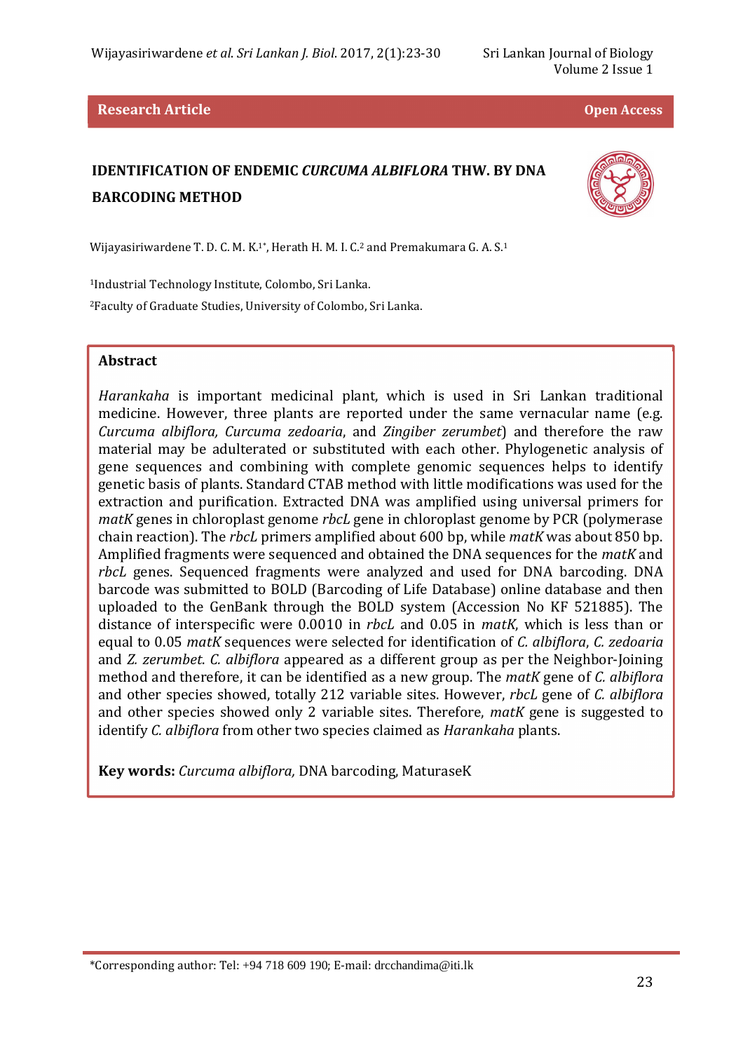Research Article

Open Access

# IDENTIFICATION OF ENDEMIC *CURCUMA ALBIFLORA* THW. BY DNA BARCODING METHOD

Wijayasiriwardene T. D. C. M. K.[1*], Herath H. M. I. C.[2] and Premakumara G. A. S.[1]

[1]Industrial Technology Institute, Colombo, Sri Lanka.

[2]Faculty of Graduate Studies, University of Colombo, Sri Lanka.

## Abstract

*Harankaha* is important medicinal plant, which is used in Sri Lankan traditional medicine. However, three plants are reported under the same vernacular name (e.g. *Curcuma albiflora, Curcuma zedoaria*, and *Zingiber zerumbet*) and therefore the raw material may be adulterated or substituted with each other. Phylogenetic analysis of gene sequences and combining with complete genomic sequences helps to identify genetic basis of plants. Standard CTAB method with little modifications was used for the extraction and purification. Extracted DNA was amplified using universal primers for *matK* genes in chloroplast genome *rbcL* gene in chloroplast genome by PCR (polymerase chain reaction). The *rbcL* primers amplified about 600 bp, while *matK* was about 850 bp. Amplified fragments were sequenced and obtained the DNA sequences for the *matK* and *rbcL* genes. Sequenced fragments were analyzed and used for DNA barcoding. DNA barcode was submitted to BOLD (Barcoding of Life Database) online database and then uploaded to the GenBank through the BOLD system (Accession No KF 521885). The distance of interspecific were 0.0010 in *rbcL* and 0.05 in *matK*, which is less than or equal to 0.05 *matK* sequences were selected for identification of *C. albiflora*, *C. zedoaria* and *Z. zerumbet*. *C. albiflora* appeared as a different group as per the Neighbor-Joining method and therefore, it can be identified as a new group. The *matK* gene of *C. albiflora* and other species showed, totally 212 variable sites. However, *rbcL* gene of *C. albiflora* and other species showed only 2 variable sites. Therefore, *matK* gene is suggested to identify *C. albiflora* from other two species claimed as *Harankaha* plants.

**Key words:** *Curcuma albiflora,* DNA barcoding, MaturaseK

*Corresponding author: Tel: +94 718 609 190; E-mail: drcchandima@iti.lk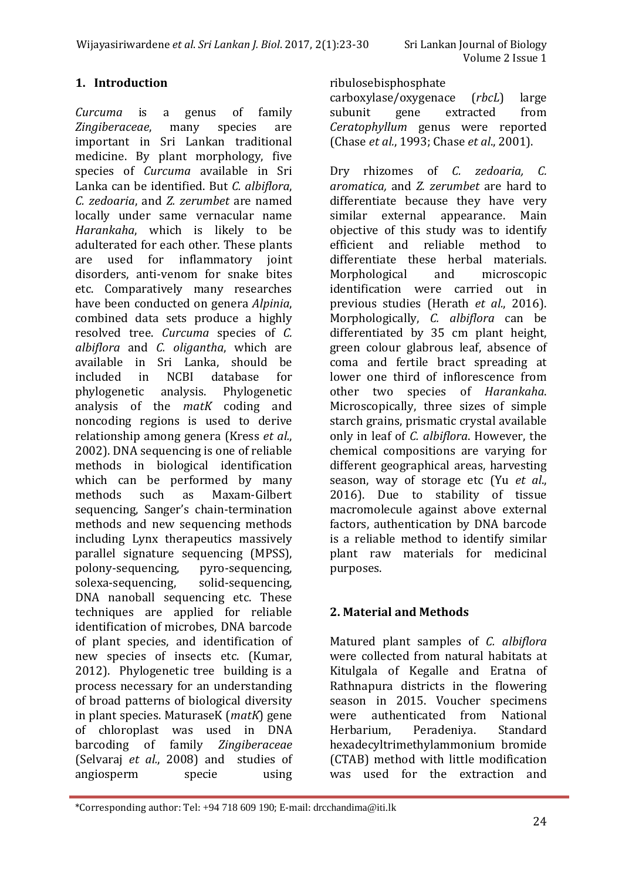## 1. Introduction

*Curcuma* is a genus of family *Zingiberaceae*, many species are important in Sri Lankan traditional medicine. By plant morphology, five species of *Curcuma* available in Sri Lanka can be identified. But *C. albiflora*, *C. zedoaria*, and *Z. zerumbet* are named locally under same vernacular name *Harankaha*, which is likely to be adulterated for each other. These plants are used for inflammatory joint disorders, anti-venom for snake bites etc. Comparatively many researches have been conducted on genera *Alpinia*, combined data sets produce a highly resolved tree. *Curcuma* species of *C. albiflora* and *C. oligantha*, which are available in Sri Lanka, should be included in NCBI database for phylogenetic analysis. Phylogenetic analysis of the *matK* coding and noncoding regions is used to derive relationship among genera (Kress *et al*., 2002). DNA sequencing is one of reliable methods in biological identification which can be performed by many methods such as Maxam-Gilbert sequencing, Sanger's chain-termination methods and new sequencing methods including Lynx therapeutics massively parallel signature sequencing (MPSS), polony-sequencing, pyro-sequencing, solexa-sequencing, solid-sequencing, DNA nanoball sequencing etc. These techniques are applied for reliable identification of microbes, DNA barcode of plant species, and identification of new species of insects etc. (Kumar, 2012). Phylogenetic tree building is a process necessary for an understanding of broad patterns of biological diversity in plant species. MaturaseK (*matK*) gene of chloroplast was used in DNA barcoding of family *Zingiberaceae* (Selvaraj *et al*., 2008) and studies of angiosperm specie using ribulosebisphosphate carboxylase/oxygenace (*rbcL*) large subunit gene extracted from *Ceratophyllum* genus were reported (Chase *et al.*, 1993; Chase *et al*., 2001).

Dry rhizomes of *C. zedoaria, C. aromatica,* and *Z. zerumbet* are hard to differentiate because they have very similar external appearance. Main objective of this study was to identify efficient and reliable method to differentiate these herbal materials. Morphological and microscopic identification were carried out in previous studies (Herath *et al*., 2016). Morphologically, *C. albiflora* can be differentiated by 35 cm plant height, green colour glabrous leaf, absence of coma and fertile bract spreading at lower one third of inflorescence from other two species of *Harankaha*. Microscopically, three sizes of simple starch grains, prismatic crystal available only in leaf of *C. albiflora*. However, the chemical compositions are varying for different geographical areas, harvesting season, way of storage etc (Yu *et al*., 2016). Due to stability of tissue macromolecule against above external factors, authentication by DNA barcode is a reliable method to identify similar plant raw materials for medicinal purposes.

## 2. Material and Methods

Matured plant samples of *C. albiflora* were collected from natural habitats at Kitulgala of Kegalle and Eratna of Rathnapura districts in the flowering season in 2015. Voucher specimens were authenticated from National Herbarium, Peradeniya. Standard hexadecyltrimethylammonium bromide (CTAB) method with little modification was used for the extraction and

*Corresponding author: Tel: +94 718 609 190; E-mail: drcchandima@iti.lk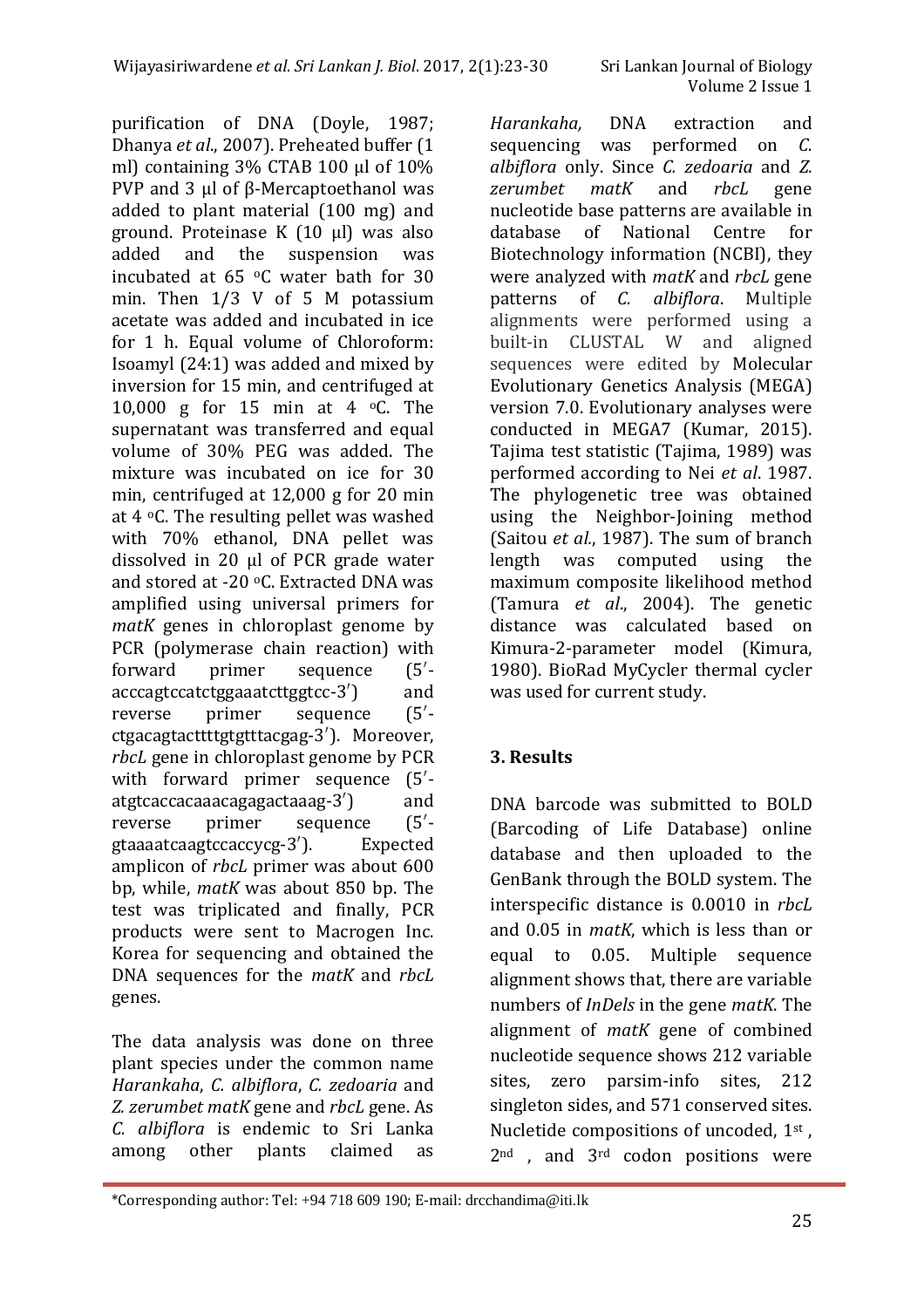purification of DNA (Doyle, 1987; Dhanya *et al*., 2007). Preheated buffer (1 ml) containing 3% CTAB 100 µl of 10% PVP and 3 µl of β-Mercaptoethanol was added to plant material (100 mg) and ground. Proteinase K (10 µl) was also added and the suspension was incubated at 65 °C water bath for 30 min. Then 1/3 V of 5 M potassium acetate was added and incubated in ice for 1 h. Equal volume of Chloroform: Isoamyl (24:1) was added and mixed by inversion for 15 min, and centrifuged at 10,000 g for 15 min at 4 °C. The supernatant was transferred and equal volume of 30% PEG was added. The mixture was incubated on ice for 30 min, centrifuged at 12,000 g for 20 min at 4 °C. The resulting pellet was washed with 70% ethanol, DNA pellet was dissolved in 20 µl of PCR grade water and stored at -20 °C. Extracted DNA was amplified using universal primers for *matK* genes in chloroplast genome by PCR (polymerase chain reaction) with forward primer sequence (5′-acccagtccatctggaaatcttggtcc-3′) and reverse primer sequence (5′-ctgacagtacttttgtgtttacgag-3′). Moreover, *rbcL* gene in chloroplast genome by PCR with forward primer sequence (5′-atgtcaccacaaacagagactaaag-3′) and reverse primer sequence (5′-gtaaaatcaagtccaccycg-3′). Expected amplicon of *rbcL* primer was about 600 bp, while, *matK* was about 850 bp. The test was triplicated and finally, PCR products were sent to Macrogen Inc. Korea for sequencing and obtained the DNA sequences for the *matK* and *rbcL* genes.

The data analysis was done on three plant species under the common name *Harankaha*, *C. albiflora*, *C. zedoaria* and *Z. zerumbet matK* gene and *rbcL* gene. As *C. albiflora* is endemic to Sri Lanka among other plants claimed as *Harankaha,* DNA extraction and sequencing was performed on *C. albiflora* only. Since *C. zedoaria* and *Z. zerumbet matK* and *rbcL* gene nucleotide base patterns are available in database of National Centre for Biotechnology information (NCBI), they were analyzed with *matK* and *rbcL* gene patterns of *C. albiflora*. Multiple alignments were performed using a built-in CLUSTAL W and aligned sequences were edited by Molecular Evolutionary Genetics Analysis (MEGA) version 7.0. Evolutionary analyses were conducted in MEGA7 (Kumar, 2015). Tajima test statistic (Tajima, 1989) was performed according to Nei *et al*. 1987. The phylogenetic tree was obtained using the Neighbor-Joining method (Saitou *et al*., 1987). The sum of branch length was computed using the maximum composite likelihood method (Tamura *et al*., 2004). The genetic distance was calculated based on Kimura-2-parameter model (Kimura, 1980). BioRad MyCycler thermal cycler was used for current study.

## 3. Results

DNA barcode was submitted to BOLD (Barcoding of Life Database) online database and then uploaded to the GenBank through the BOLD system. The interspecific distance is 0.0010 in *rbcL* and 0.05 in *matK*, which is less than or equal to 0.05. Multiple sequence alignment shows that, there are variable numbers of *InDels* in the gene *matK*. The alignment of *matK* gene of combined nucleotide sequence shows 212 variable sites, zero parsim-info sites, 212 singleton sides, and 571 conserved sites. Nucletide compositions of uncoded, 1st , 2nd , and 3rd codon positions were

\*Corresponding author: Tel: +94 718 609 190; E-mail: drcchandima@iti.lk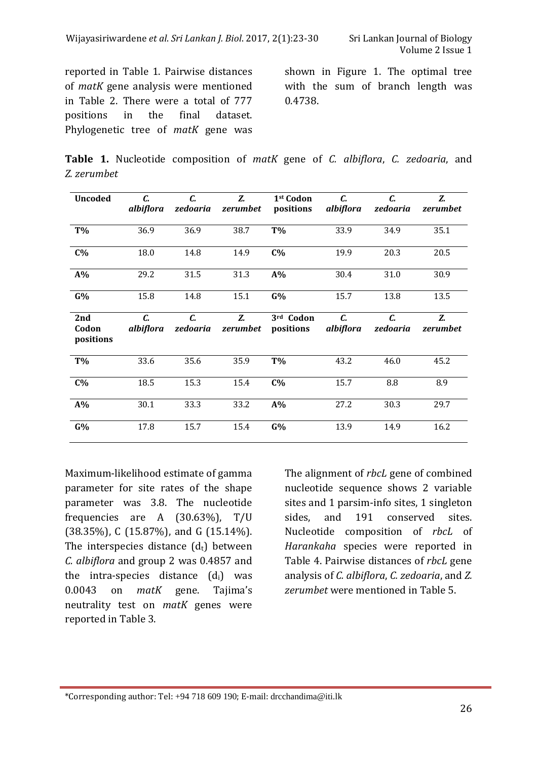reported in Table 1. Pairwise distances of *matK* gene analysis were mentioned in Table 2. There were a total of 777 positions in the final dataset. Phylogenetic tree of *matK* gene was shown in Figure 1. The optimal tree with the sum of branch length was 0.4738.

**Table 1.** Nucleotide composition of *matK* gene of *C. albiflora*, *C. zedoaria*, and *Z. zerumbet*

| **Uncoded** | ***C. albiflora*** | ***C. zedoaria*** | ***Z. zerumbet*** | **1st Codon positions** | ***C. albiflora*** | ***C. zedoaria*** | ***Z. zerumbet*** |
|---|---|---|---|---|---|---|---|
| **T%** | 36.9 | 36.9 | 38.7 | **T%** | 33.9 | 34.9 | 35.1 |
| **C%** | 18.0 | 14.8 | 14.9 | **C%** | 19.9 | 20.3 | 20.5 |
| **A%** | 29.2 | 31.5 | 31.3 | **A%** | 30.4 | 31.0 | 30.9 |
| **G%** | 15.8 | 14.8 | 15.1 | **G%** | 15.7 | 13.8 | 13.5 |
| **2nd Codon positions** | ***C. albiflora*** | ***C. zedoaria*** | ***Z. zerumbet*** | **3rd Codon positions** | ***C. albiflora*** | ***C. zedoaria*** | ***Z. zerumbet*** |
| **T%** | 33.6 | 35.6 | 35.9 | **T%** | 43.2 | 46.0 | 45.2 |
| **C%** | 18.5 | 15.3 | 15.4 | **C%** | 15.7 | 8.8 | 8.9 |
| **A%** | 30.1 | 33.3 | 33.2 | **A%** | 27.2 | 30.3 | 29.7 |
| **G%** | 17.8 | 15.7 | 15.4 | **G%** | 13.9 | 14.9 | 16.2 |

Maximum-likelihood estimate of gamma parameter for site rates of the shape parameter was 3.8. The nucleotide frequencies are A (30.63%), T/U (38.35%), C (15.87%), and G (15.14%). The interspecies distance ($d_t$) between *C. albiflora* and group 2 was 0.4857 and the intra-species distance ($d_i$) was 0.0043 on *matK* gene. Tajima's neutrality test on *matK* genes were reported in Table 3.

The alignment of *rbcL* gene of combined nucleotide sequence shows 2 variable sites and 1 parsim-info sites, 1 singleton sides, and 191 conserved sites. Nucleotide composition of *rbcL* of *Harankaha* species were reported in Table 4. Pairwise distances of *rbcL* gene analysis of *C. albiflora*, *C. zedoaria*, and *Z. zerumbet* were mentioned in Table 5.

*Corresponding author: Tel: +94 718 609 190; E-mail: drcchandima@iti.lk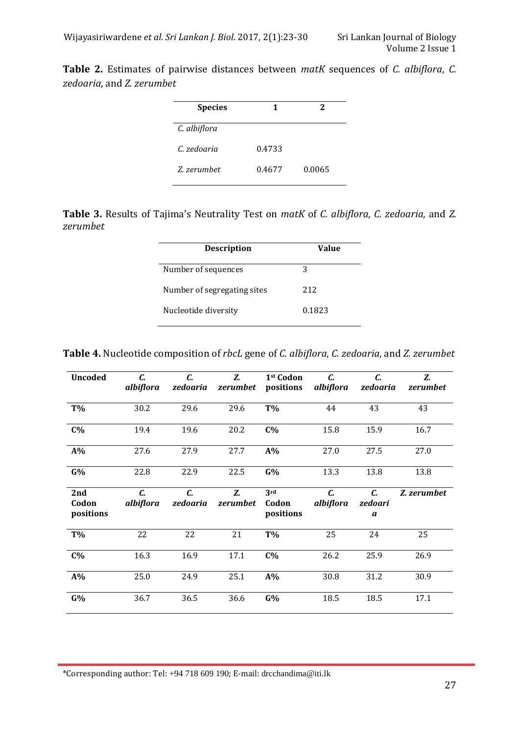**Table 2.** Estimates of pairwise distances between *matK* sequences of *C. albiflora*, *C. zedoaria*, and *Z. zerumbet*

| Species | 1 | 2 |
|---|---|---|
| *C. albiflora* | | |
| *C. zedoaria* | 0.4733 | |
| *Z. zerumbet* | 0.4677 | 0.0065 |

**Table 3.** Results of Tajima's Neutrality Test on *matK* of *C. albiflora*, *C. zedoaria*, and *Z. zerumbet*

| Description | Value |
|---|---|
| Number of sequences | 3 |
| Number of segregating sites | 212 |
| Nucleotide diversity | 0.1823 |

**Table 4.** Nucleotide composition of *rbcL* gene of *C. albiflora*, *C. zedoaria*, and *Z. zerumbet*

| **Uncoded** | ***C. albiflora*** | ***C. zedoaria*** | ***Z. zerumbet*** | **1st Codon positions** | ***C. albiflora*** | ***C. zedoaria*** | ***Z. zerumbet*** |
|---|---|---|---|---|---|---|---|
| **T%** | 30.2 | 29.6 | 29.6 | **T%** | 44 | 43 | 43 |
| **C%** | 19.4 | 19.6 | 20.2 | **C%** | 15.8 | 15.9 | 16.7 |
| **A%** | 27.6 | 27.9 | 27.7 | **A%** | 27.0 | 27.5 | 27.0 |
| **G%** | 22.8 | 22.9 | 22.5 | **G%** | 13.3 | 13.8 | 13.8 |
| **2nd Codon positions** | ***C. albiflora*** | ***C. zedoaria*** | ***Z. zerumbet*** | **3rd Codon positions** | ***C. albiflora*** | ***C. zedoaria*** | ***Z. zerumbet*** |
| **T%** | 22 | 22 | 21 | **T%** | 25 | 24 | 25 |
| **C%** | 16.3 | 16.9 | 17.1 | **C%** | 26.2 | 25.9 | 26.9 |
| **A%** | 25.0 | 24.9 | 25.1 | **A%** | 30.8 | 31.2 | 30.9 |
| **G%** | 36.7 | 36.5 | 36.6 | **G%** | 18.5 | 18.5 | 17.1 |

*Corresponding author: Tel: +94 718 609 190; E-mail: drcchandima@iti.lk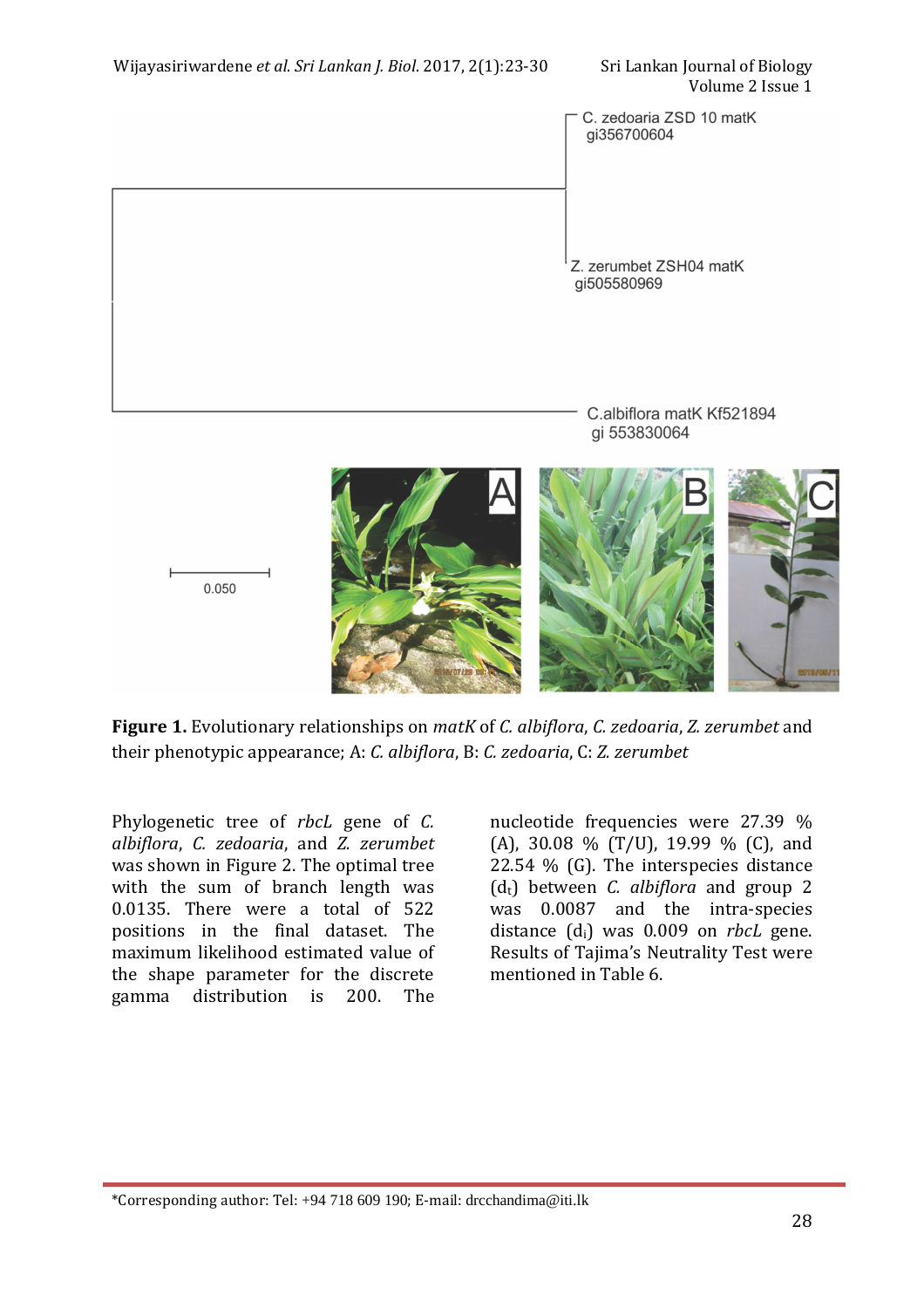**Figure 1.** Evolutionary relationships on *matK* of *C. albiflora*, *C. zedoaria*, *Z. zerumbet* and their phenotypic appearance; A: *C. albiflora*, B: *C. zedoaria*, C: *Z. zerumbet*

Phylogenetic tree of *rbcL* gene of *C. albiflora*, *C. zedoaria*, and *Z. zerumbet* was shown in Figure 2. The optimal tree with the sum of branch length was 0.0135. There were a total of 522 positions in the final dataset. The maximum likelihood estimated value of the shape parameter for the discrete gamma distribution is 200. The nucleotide frequencies were 27.39 % (A), 30.08 % (T/U), 19.99 % (C), and 22.54 % (G). The interspecies distance ($d_t$) between *C. albiflora* and group 2 was 0.0087 and the intra-species distance ($d_i$) was 0.009 on *rbcL* gene. Results of Tajima's Neutrality Test were mentioned in Table 6.

*Corresponding author: Tel: +94 718 609 190; E-mail: drcchandima@iti.lk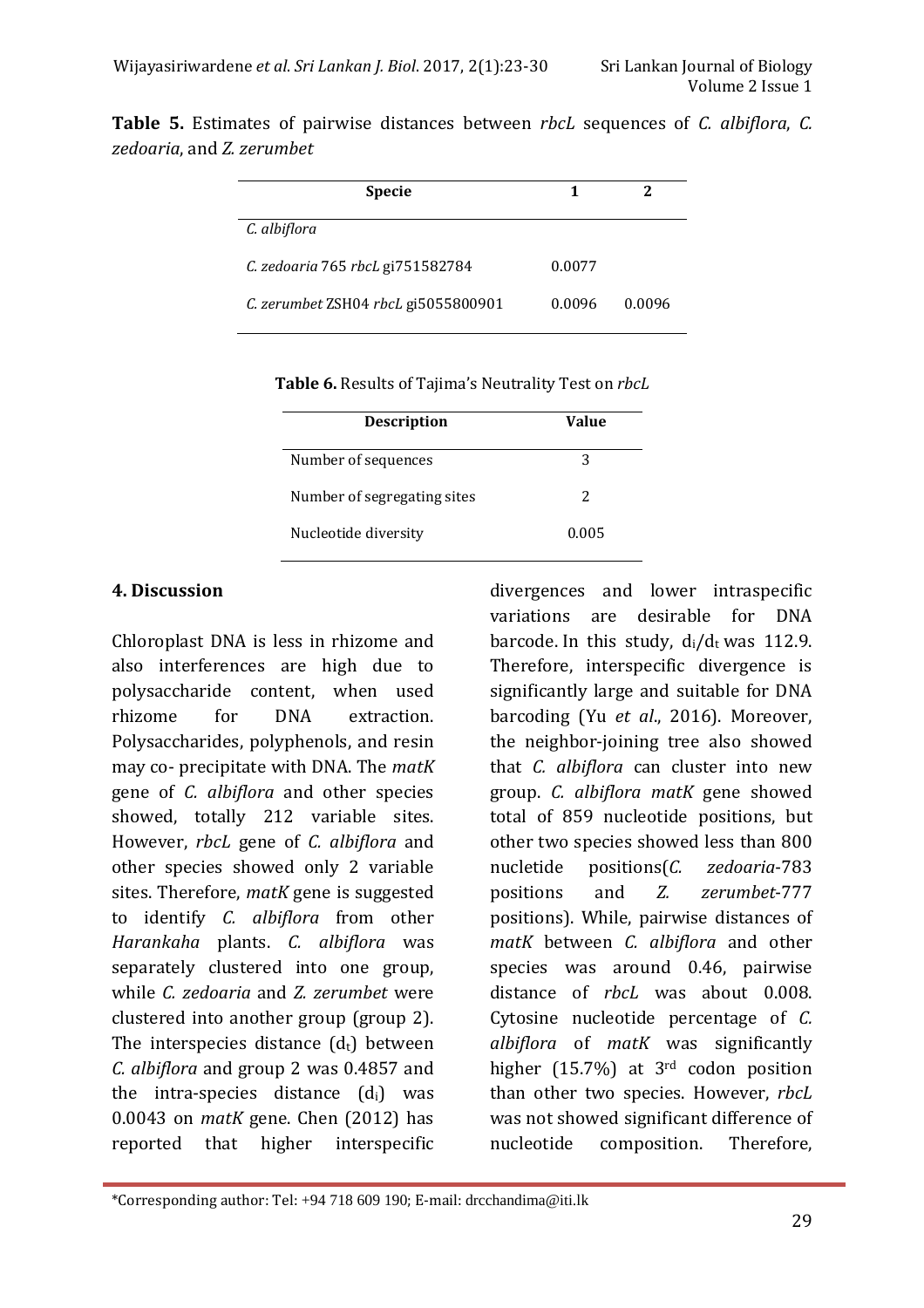**Table 5.** Estimates of pairwise distances between *rbcL* sequences of *C. albiflora*, *C. zedoaria*, and *Z. zerumbet*

| Specie | 1 | 2 |
|---|---|---|
| *C. albiflora* | | |
| *C. zedoaria* 765 *rbcL* gi751582784 | 0.0077 | |
| *C. zerumbet* ZSH04 *rbcL* gi5055800901 | 0.0096 | 0.0096 |

**Table 6.** Results of Tajima's Neutrality Test on *rbcL*

| Description | Value |
|---|---|
| Number of sequences | 3 |
| Number of segregating sites | 2 |
| Nucleotide diversity | 0.005 |

## 4. Discussion

Chloroplast DNA is less in rhizome and also interferences are high due to polysaccharide content, when used rhizome for DNA extraction. Polysaccharides, polyphenols, and resin may co- precipitate with DNA. The *matK* gene of *C. albiflora* and other species showed, totally 212 variable sites. However, *rbcL* gene of *C. albiflora* and other species showed only 2 variable sites. Therefore, *matK* gene is suggested to identify *C. albiflora* from other *Harankaha* plants. *C. albiflora* was separately clustered into one group, while *C. zedoaria* and *Z. zerumbet* were clustered into another group (group 2). The interspecies distance ($d_t$) between *C. albiflora* and group 2 was 0.4857 and the intra-species distance ($d_i$) was 0.0043 on *matK* gene. Chen (2012) has reported that higher interspecific divergences and lower intraspecific variations are desirable for DNA barcode. In this study, $d_i/d_t$ was 112.9. Therefore, interspecific divergence is significantly large and suitable for DNA barcoding (Yu *et al*., 2016). Moreover, the neighbor-joining tree also showed that *C. albiflora* can cluster into new group. *C. albiflora matK* gene showed total of 859 nucleotide positions, but other two species showed less than 800 nucletide positions(*C. zedoaria*-783 positions and *Z. zerumbet*-777 positions). While, pairwise distances of *matK* between *C. albiflora* and other species was around 0.46, pairwise distance of *rbcL* was about 0.008. Cytosine nucleotide percentage of *C. albiflora* of *matK* was significantly higher (15.7%) at 3rd codon position than other two species. However, *rbcL* was not showed significant difference of nucleotide composition. Therefore,

*Corresponding author: Tel: +94 718 609 190; E-mail: drcchandima@iti.lk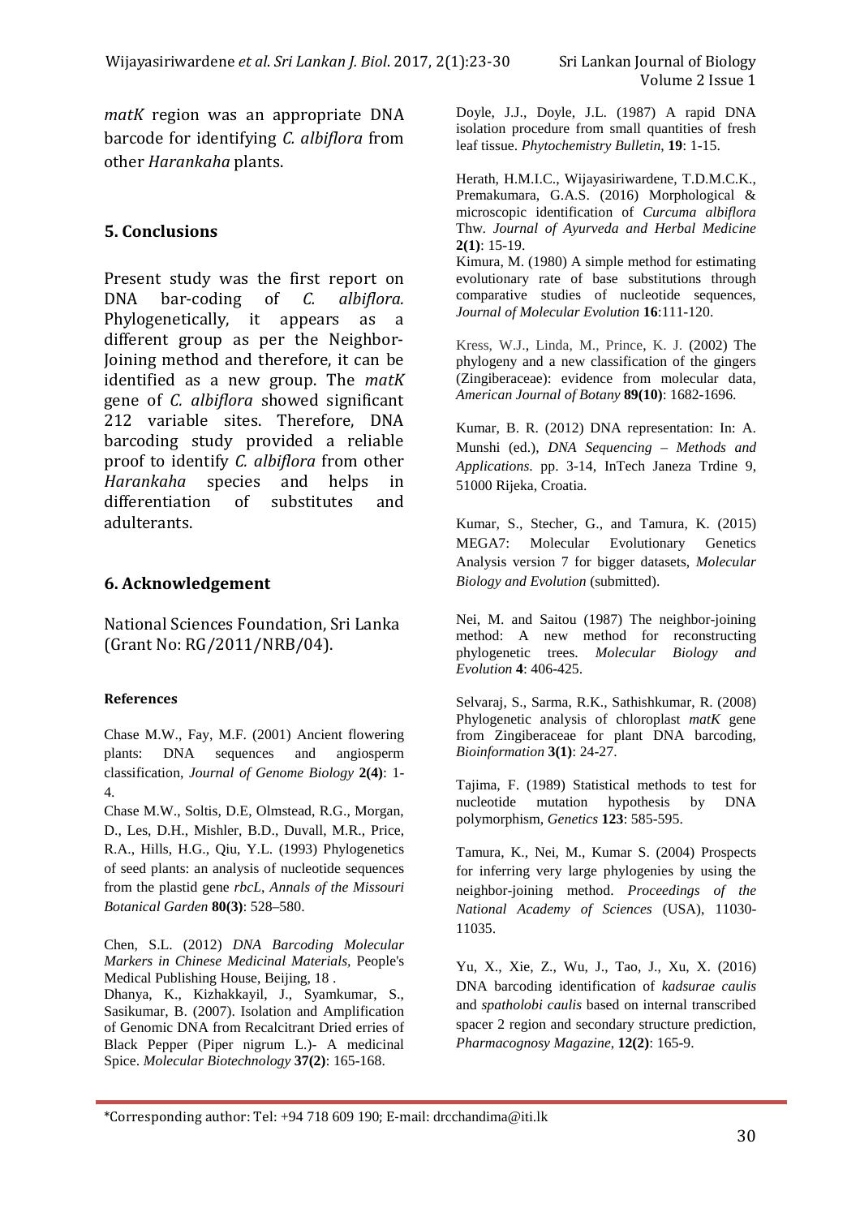*matK* region was an appropriate DNA barcode for identifying *C. albiflora* from other *Harankaha* plants.

## 5. Conclusions

Present study was the first report on DNA bar-coding of *C. albiflora.* Phylogenetically, it appears as a different group as per the Neighbor-Joining method and therefore, it can be identified as a new group. The *matK* gene of *C. albiflora* showed significant 212 variable sites. Therefore, DNA barcoding study provided a reliable proof to identify *C. albiflora* from other *Harankaha* species and helps in differentiation of substitutes and adulterants.

## 6. Acknowledgement

National Sciences Foundation, Sri Lanka (Grant No: RG/2011/NRB/04).

### References

Chase M.W., Fay, M.F. (2001) Ancient flowering plants: DNA sequences and angiosperm classification, *Journal of Genome Biology* **2(4)**: 1-4.

Chase M.W., Soltis, D.E, Olmstead, R.G., Morgan, D., Les, D.H., Mishler, B.D., Duvall, M.R., Price, R.A., Hills, H.G., Qiu, Y.L. (1993) Phylogenetics of seed plants: an analysis of nucleotide sequences from the plastid gene *rbcL*, *Annals of the Missouri Botanical Garden* **80(3)**: 528–580.

Chen, S.L. (2012) *DNA Barcoding Molecular Markers in Chinese Medicinal Materials*, People's Medical Publishing House, Beijing, 18 .

Dhanya, K., Kizhakkayil, J., Syamkumar, S., Sasikumar, B. (2007). Isolation and Amplification of Genomic DNA from Recalcitrant Dried erries of Black Pepper (Piper nigrum L.)- A medicinal Spice. *Molecular Biotechnology* **37(2)**: 165-168.

Doyle, J.J., Doyle, J.L. (1987) A rapid DNA isolation procedure from small quantities of fresh leaf tissue. *Phytochemistry Bulletin*, **19**: 1-15.

Herath, H.M.I.C., Wijayasiriwardene, T.D.M.C.K., Premakumara, G.A.S. (2016) Morphological & microscopic identification of *Curcuma albiflora* Thw. *Journal of Ayurveda and Herbal Medicine* **2(1)**: 15-19.

Kimura, M. (1980) A simple method for estimating evolutionary rate of base substitutions through comparative studies of nucleotide sequences, *Journal of Molecular Evolution* **16**:111-120.

Kress, W.J., Linda, M., Prince, K. J. (2002) The phylogeny and a new classification of the gingers (Zingiberaceae): evidence from molecular data, *American Journal of Botany* **89(10)**: 1682-1696.

Kumar, B. R. (2012) DNA representation: In: A. Munshi (ed.), *DNA Sequencing – Methods and Applications*. pp. 3-14, InTech Janeza Trdine 9, 51000 Rijeka, Croatia.

Kumar, S., Stecher, G., and Tamura, K. (2015) MEGA7: Molecular Evolutionary Genetics Analysis version 7 for bigger datasets, *Molecular Biology and Evolution* (submitted).

Nei, M. and Saitou (1987) The neighbor-joining method: A new method for reconstructing phylogenetic trees. *Molecular Biology and Evolution* **4**: 406-425.

Selvaraj, S., Sarma, R.K., Sathishkumar, R. (2008) Phylogenetic analysis of chloroplast *matK* gene from Zingiberaceae for plant DNA barcoding, *Bioinformation* **3(1)**: 24-27.

Tajima, F. (1989) Statistical methods to test for nucleotide mutation hypothesis by DNA polymorphism, *Genetics* **123**: 585-595.

Tamura, K., Nei, M., Kumar S. (2004) Prospects for inferring very large phylogenies by using the neighbor-joining method. *Proceedings of the National Academy of Sciences* (USA), 11030-11035.

Yu, X., Xie, Z., Wu, J., Tao, J., Xu, X. (2016) DNA barcoding identification of *kadsurae caulis* and *spatholobi caulis* based on internal transcribed spacer 2 region and secondary structure prediction, *Pharmacognosy Magazine*, **12(2)**: 165-9.

*Corresponding author: Tel: +94 718 609 190; E-mail: drcchandima@iti.lk